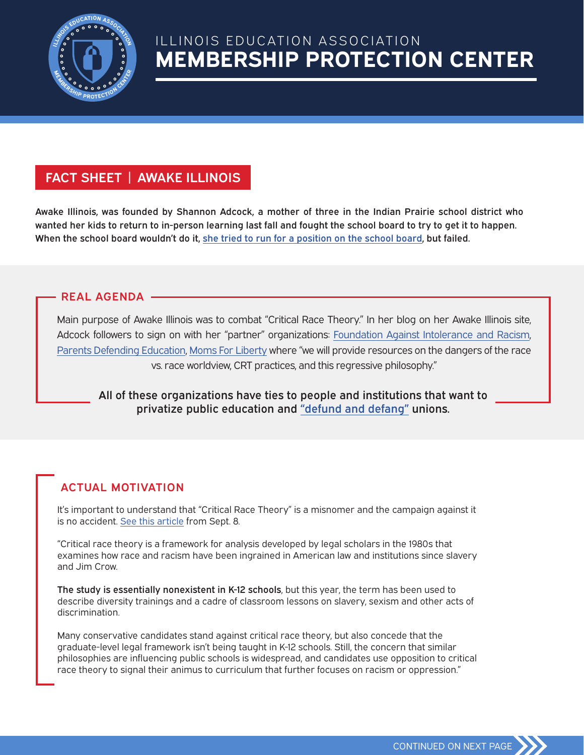# ILLINOIS EDUCATION ASSOCIATION
# MEMBERSHIP PROTECTION CENTER

## FACT SHEET | AWAKE ILLINOIS

**Awake Illinois, was founded by Shannon Adcock, a mother of three in the Indian Prairie school district who wanted her kids to return to in-person learning last fall and fought the school board to try to get it to happen. When the school board wouldn't do it, she tried to run for a position on the school board, but failed.**

### REAL AGENDA

Main purpose of Awake Illinois was to combat "Critical Race Theory." In her blog on her Awake Illinois site, Adcock followers to sign on with her "partner" organizations: Foundation Against Intolerance and Racism, Parents Defending Education, Moms For Liberty where "we will provide resources on the dangers of the race vs. race worldview, CRT practices, and this regressive philosophy."

**All of these organizations have ties to people and institutions that want to privatize public education and "defund and defang" unions.**

### ACTUAL MOTIVATION

It's important to understand that "Critical Race Theory" is a misnomer and the campaign against it is no accident. See this article from Sept. 8.

"Critical race theory is a framework for analysis developed by legal scholars in the 1980s that examines how race and racism have been ingrained in American law and institutions since slavery and Jim Crow.

**The study is essentially nonexistent in K-12 schools**, but this year, the term has been used to describe diversity trainings and a cadre of classroom lessons on slavery, sexism and other acts of discrimination.

Many conservative candidates stand against critical race theory, but also concede that the graduate-level legal framework isn't being taught in K-12 schools. Still, the concern that similar philosophies are influencing public schools is widespread, and candidates use opposition to critical race theory to signal their animus to curriculum that further focuses on racism or oppression."

CONTINUED ON NEXT PAGE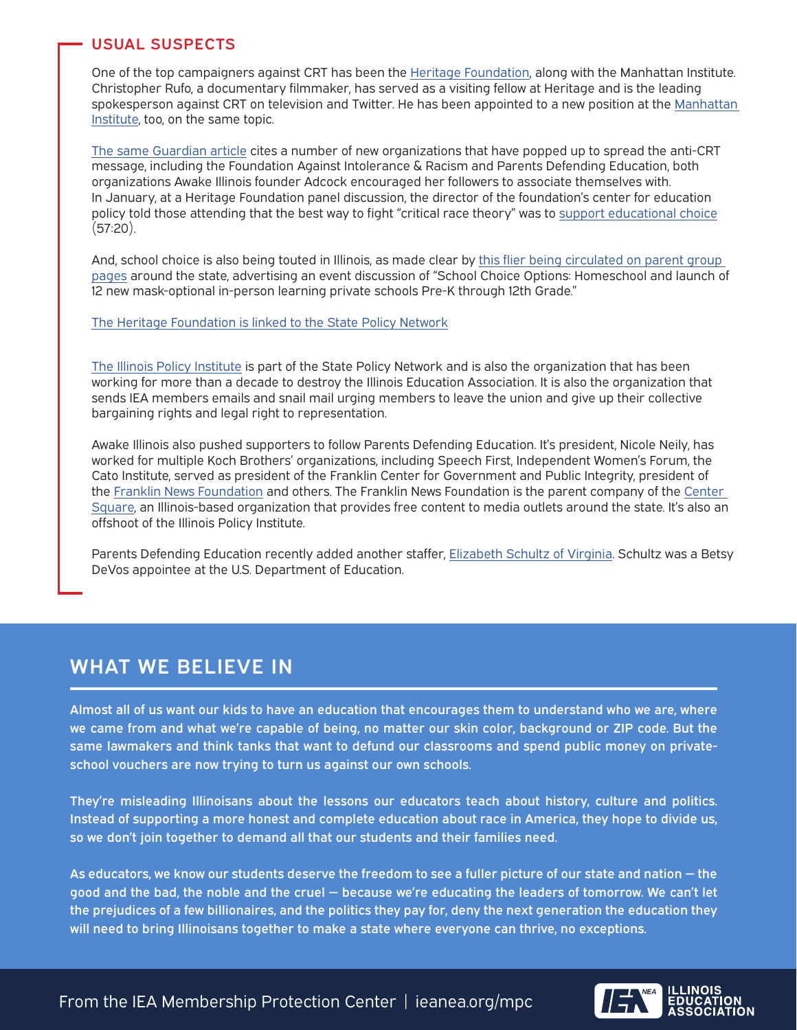## USUAL SUSPECTS

One of the top campaigners against CRT has been the Heritage Foundation, along with the Manhattan Institute. Christopher Rufo, a documentary filmmaker, has served as a visiting fellow at Heritage and is the leading spokesperson against CRT on television and Twitter. He has been appointed to a new position at the Manhattan Institute, too, on the same topic.

The same Guardian article cites a number of new organizations that have popped up to spread the anti-CRT message, including the Foundation Against Intolerance & Racism and Parents Defending Education, both organizations Awake Illinois founder Adcock encouraged her followers to associate themselves with. In January, at a Heritage Foundation panel discussion, the director of the foundation's center for education policy told those attending that the best way to fight "critical race theory" was to support educational choice (57:20).

And, school choice is also being touted in Illinois, as made clear by this flier being circulated on parent group pages around the state, advertising an event discussion of "School Choice Options: Homeschool and launch of 12 new mask-optional in-person learning private schools Pre-K through 12th Grade."

The Heritage Foundation is linked to the State Policy Network

The Illinois Policy Institute is part of the State Policy Network and is also the organization that has been working for more than a decade to destroy the Illinois Education Association. It is also the organization that sends IEA members emails and snail mail urging members to leave the union and give up their collective bargaining rights and legal right to representation.

Awake Illinois also pushed supporters to follow Parents Defending Education. It's president, Nicole Neily, has worked for multiple Koch Brothers' organizations, including Speech First, Independent Women's Forum, the Cato Institute, served as president of the Franklin Center for Government and Public Integrity, president of the Franklin News Foundation and others. The Franklin News Foundation is the parent company of the Center Square, an Illinois-based organization that provides free content to media outlets around the state. It's also an offshoot of the Illinois Policy Institute.

Parents Defending Education recently added another staffer, Elizabeth Schultz of Virginia. Schultz was a Betsy DeVos appointee at the U.S. Department of Education.

## WHAT WE BELIEVE IN

**Almost all of us want our kids to have an education that encourages them to understand who we are, where we came from and what we're capable of being, no matter our skin color, background or ZIP code. But the same lawmakers and think tanks that want to defund our classrooms and spend public money on private-school vouchers are now trying to turn us against our own schools.**

**They're misleading Illinoisans about the lessons our educators teach about history, culture and politics. Instead of supporting a more honest and complete education about race in America, they hope to divide us, so we don't join together to demand all that our students and their families need.**

**As educators, we know our students deserve the freedom to see a fuller picture of our state and nation — the good and the bad, the noble and the cruel — because we're educating the leaders of tomorrow. We can't let the prejudices of a few billionaires, and the politics they pay for, deny the next generation the education they will need to bring Illinoisans together to make a state where everyone can thrive, no exceptions.**

From the IEA Membership Protection Center | ieanea.org/mpc

IEA NEA ILLINOIS EDUCATION ASSOCIATION